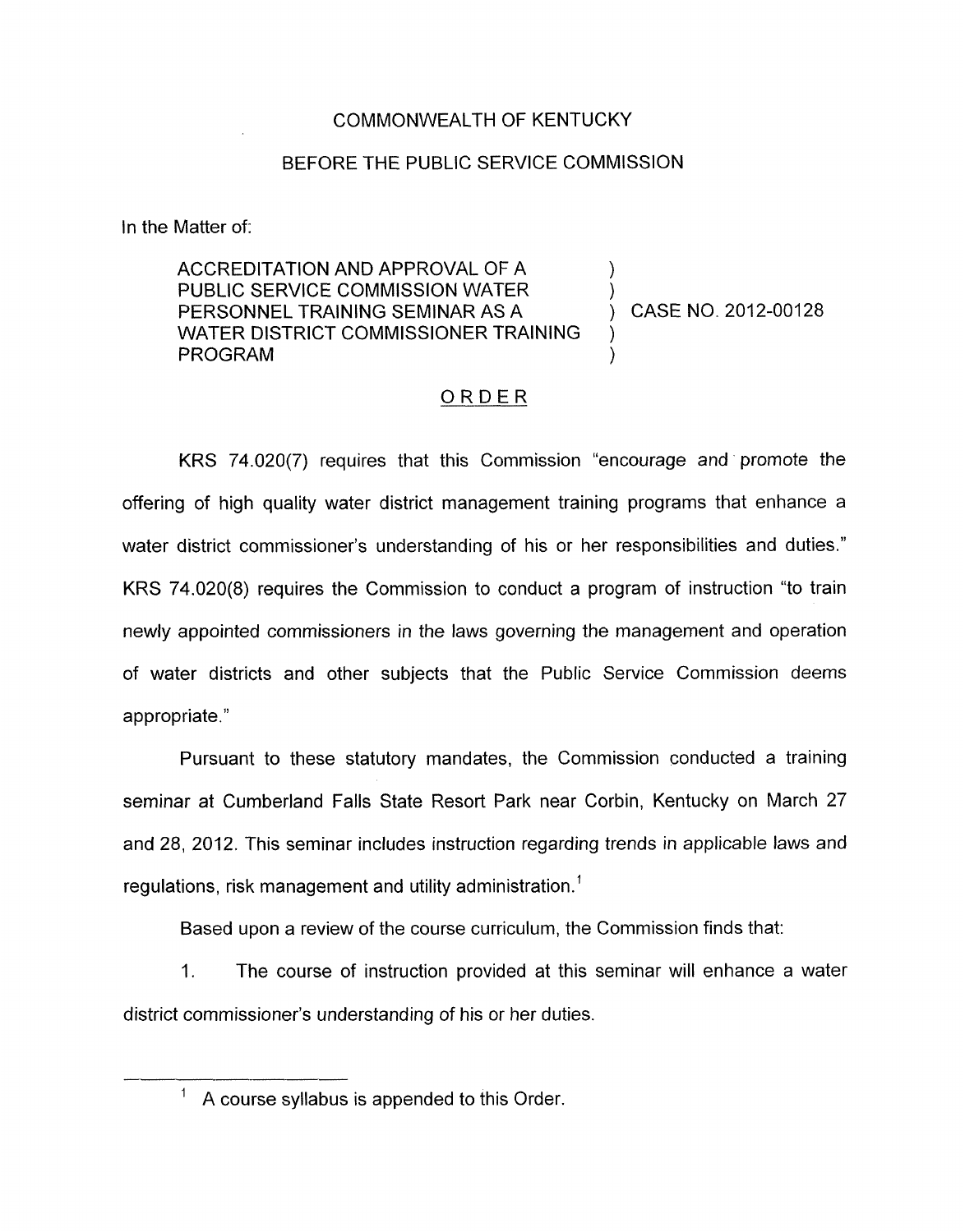COMMONWEALTH OF KENTUCKY

BEFORE THE PUBLIC SERVICE COMMISSION

In the Matter of:

ACCREDITATION AND APPROVAL OF A PUBLIC SERVICE COMMISSION WATER PERSONNEL TRAINING SEMINAR AS A WATER DISTRICT COMMISSIONER TRAINING PROGRAM ) CASE NO. 2012-00128

## ORDER

KRS 74.020(7) requires that this Commission "encourage and promote the offering of high quality water district management training programs that enhance a water district commissioner's understanding of his or her responsibilities and duties." KRS 74.020(8) requires the Commission to conduct a program of instruction "to train newly appointed commissioners in the laws governing the management and operation of water districts and other subjects that the Public Service Commission deems appropriate."

Pursuant to these statutory mandates, the Commission conducted a training seminar at Cumberland Falls State Resort Park near Corbin, Kentucky on March 27 and 28, 2012. This seminar includes instruction regarding trends in applicable laws and regulations, risk management and utility administration.[1]

Based upon a review of the course curriculum, the Commission finds that:

1. The course of instruction provided at this seminar will enhance a water district commissioner's understanding of his or her duties.

---

[1] A course syllabus is appended to this Order.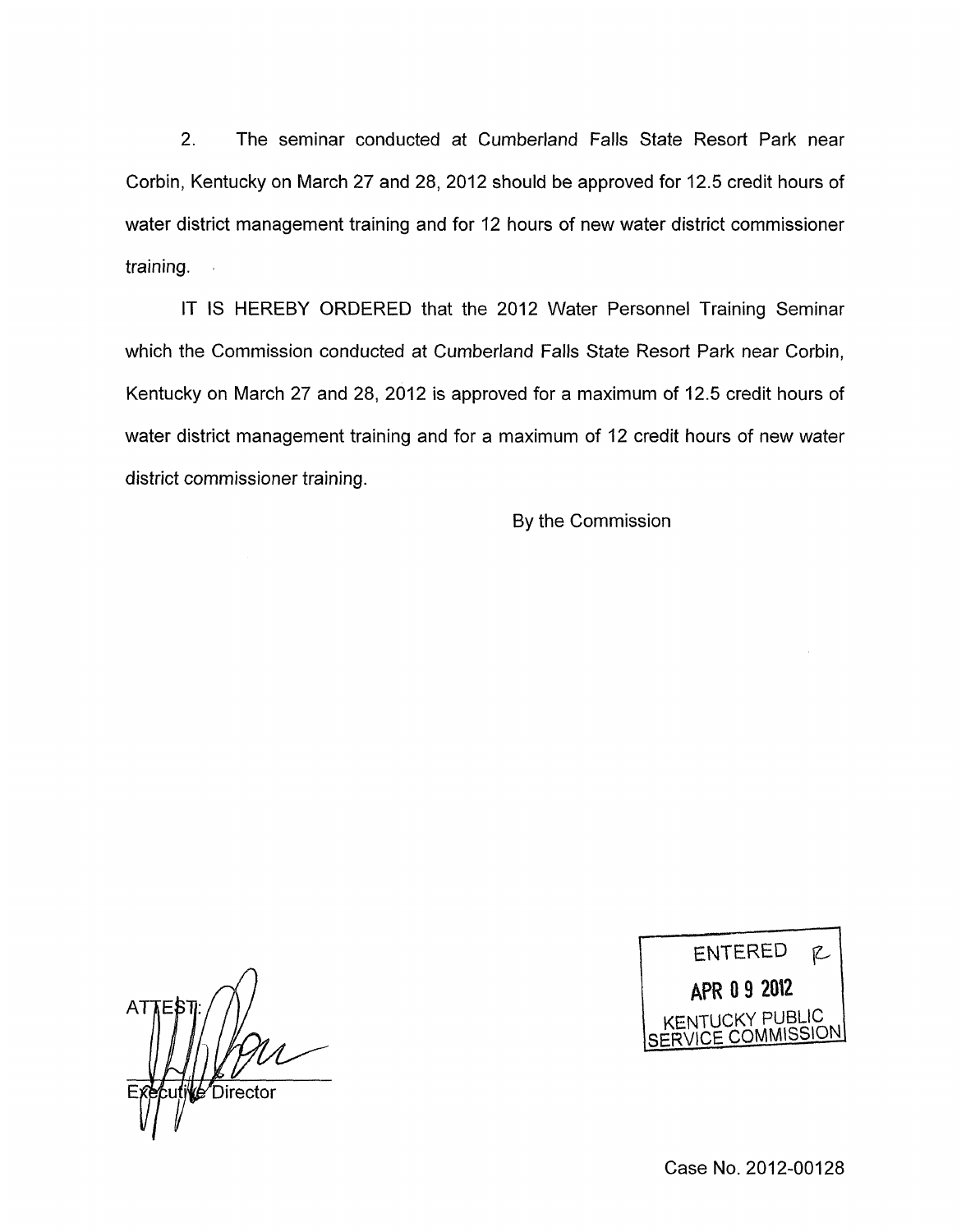2. The seminar conducted at Cumberland Falls State Resort Park near Corbin, Kentucky on March 27 and 28, 2012 should be approved for 12.5 credit hours of water district management training and for 12 hours of new water district commissioner training.

IT IS HEREBY ORDERED that the 2012 Water Personnel Training Seminar which the Commission conducted at Cumberland Falls State Resort Park near Corbin, Kentucky on March 27 and 28, 2012 is approved for a maximum of 12.5 credit hours of water district management training and for a maximum of 12 credit hours of new water district commissioner training.

By the Commission

ENTERED
APR 09 2012
KENTUCKY PUBLIC SERVICE COMMISSION

ATTEST:

Executive Director

Case No. 2012-00128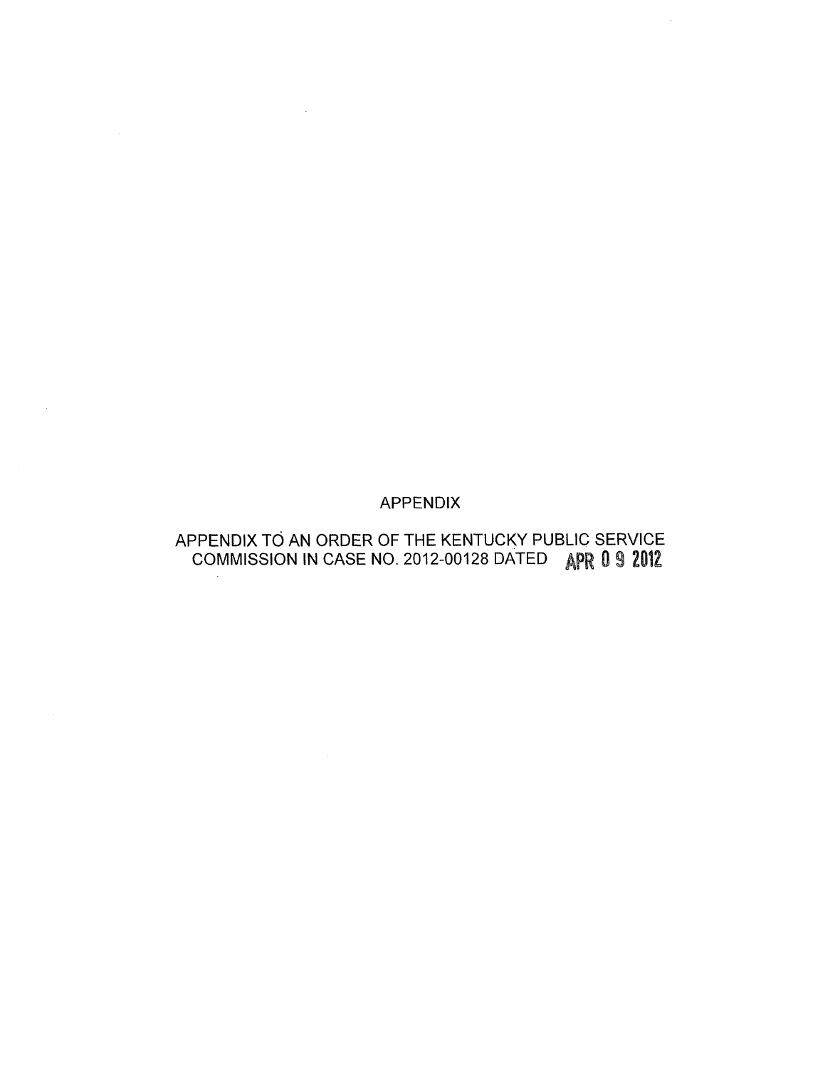APPENDIX

APPENDIX TO AN ORDER OF THE KENTUCKY PUBLIC SERVICE COMMISSION IN CASE NO. 2012-00128 DATED APR 09 2012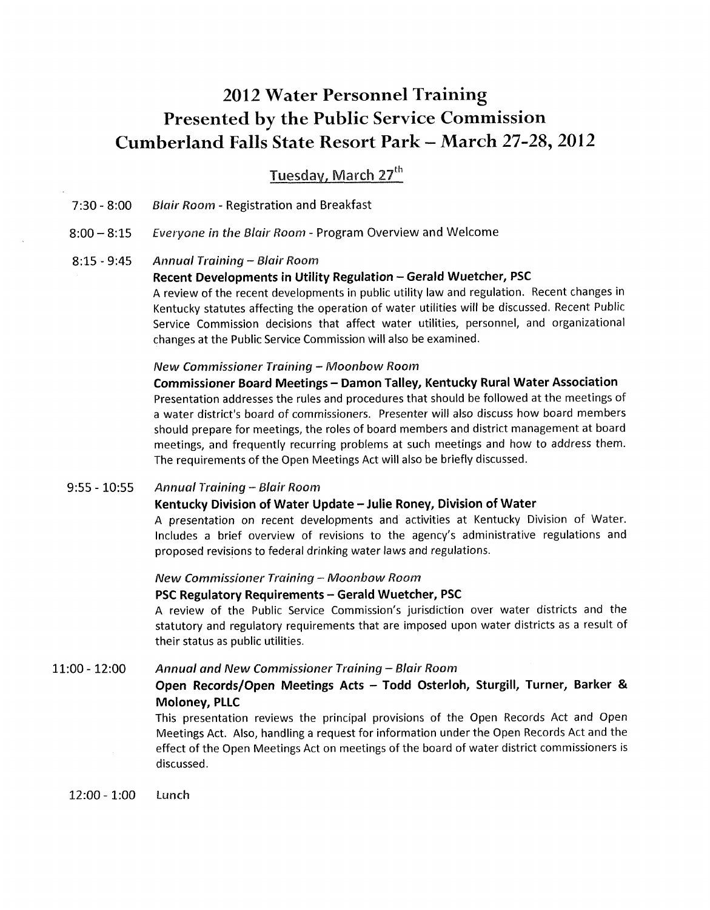# 2012 Water Personnel Training
# Presented by the Public Service Commission
# Cumberland Falls State Resort Park – March 27-28, 2012

## Tuesday, March 27th

7:30 - 8:00 *Blair Room* - Registration and Breakfast

8:00 – 8:15 *Everyone in the Blair Room* - Program Overview and Welcome

8:15 - 9:45 *Annual Training – Blair Room*

**Recent Developments in Utility Regulation – Gerald Wuetcher, PSC**

A review of the recent developments in public utility law and regulation. Recent changes in Kentucky statutes affecting the operation of water utilities will be discussed. Recent Public Service Commission decisions that affect water utilities, personnel, and organizational changes at the Public Service Commission will also be examined.

*New Commissioner Training – Moonbow Room*

**Commissioner Board Meetings – Damon Talley, Kentucky Rural Water Association**

Presentation addresses the rules and procedures that should be followed at the meetings of a water district's board of commissioners. Presenter will also discuss how board members should prepare for meetings, the roles of board members and district management at board meetings, and frequently recurring problems at such meetings and how to address them. The requirements of the Open Meetings Act will also be briefly discussed.

9:55 - 10:55 *Annual Training – Blair Room*

**Kentucky Division of Water Update – Julie Roney, Division of Water**

A presentation on recent developments and activities at Kentucky Division of Water. Includes a brief overview of revisions to the agency's administrative regulations and proposed revisions to federal drinking water laws and regulations.

*New Commissioner Training – Moonbow Room*

**PSC Regulatory Requirements – Gerald Wuetcher, PSC**

A review of the Public Service Commission's jurisdiction over water districts and the statutory and regulatory requirements that are imposed upon water districts as a result of their status as public utilities.

11:00 - 12:00 *Annual and New Commissioner Training – Blair Room*

**Open Records/Open Meetings Acts – Todd Osterloh, Sturgill, Turner, Barker & Moloney, PLLC**

This presentation reviews the principal provisions of the Open Records Act and Open Meetings Act. Also, handling a request for information under the Open Records Act and the effect of the Open Meetings Act on meetings of the board of water district commissioners is discussed.

12:00 - 1:00 Lunch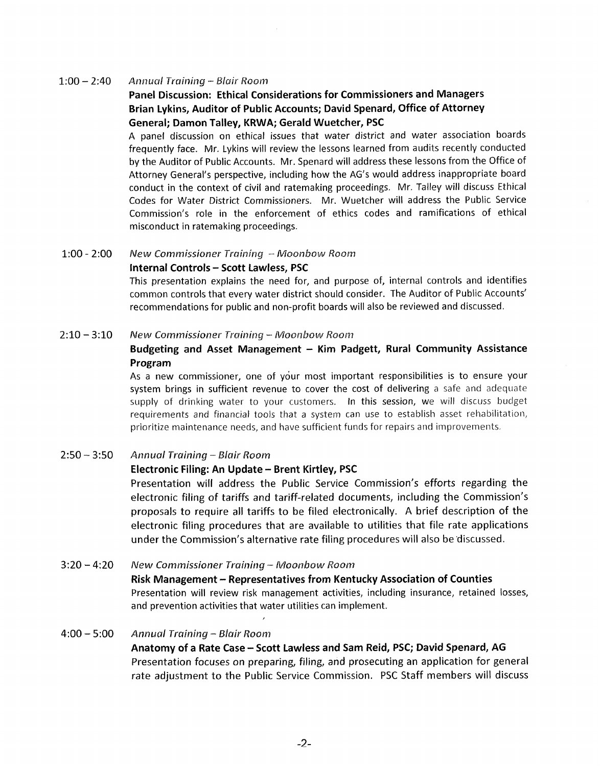1:00 – 2:40 *Annual Training – Blair Room*

**Panel Discussion: Ethical Considerations for Commissioners and Managers**
**Brian Lykins, Auditor of Public Accounts; David Spenard, Office of Attorney General; Damon Talley, KRWA; Gerald Wuetcher, PSC**

A panel discussion on ethical issues that water district and water association boards frequently face. Mr. Lykins will review the lessons learned from audits recently conducted by the Auditor of Public Accounts. Mr. Spenard will address these lessons from the Office of Attorney General's perspective, including how the AG's would address inappropriate board conduct in the context of civil and ratemaking proceedings. Mr. Talley will discuss Ethical Codes for Water District Commissioners. Mr. Wuetcher will address the Public Service Commission's role in the enforcement of ethics codes and ramifications of ethical misconduct in ratemaking proceedings.

1:00 - 2:00 *New Commissioner Training – Moonbow Room*

**Internal Controls – Scott Lawless, PSC**

This presentation explains the need for, and purpose of, internal controls and identifies common controls that every water district should consider. The Auditor of Public Accounts' recommendations for public and non-profit boards will also be reviewed and discussed.

2:10 – 3:10 *New Commissioner Training – Moonbow Room*

**Budgeting and Asset Management – Kim Padgett, Rural Community Assistance Program**

As a new commissioner, one of your most important responsibilities is to ensure your system brings in sufficient revenue to cover the cost of delivering a safe and adequate supply of drinking water to your customers. In this session, we will discuss budget requirements and financial tools that a system can use to establish asset rehabilitation, prioritize maintenance needs, and have sufficient funds for repairs and improvements.

2:50 – 3:50 *Annual Training – Blair Room*

**Electronic Filing: An Update – Brent Kirtley, PSC**

Presentation will address the Public Service Commission's efforts regarding the electronic filing of tariffs and tariff-related documents, including the Commission's proposals to require all tariffs to be filed electronically. A brief description of the electronic filing procedures that are available to utilities that file rate applications under the Commission's alternative rate filing procedures will also be discussed.

3:20 – 4:20 *New Commissioner Training – Moonbow Room*

**Risk Management – Representatives from Kentucky Association of Counties**

Presentation will review risk management activities, including insurance, retained losses, and prevention activities that water utilities can implement.

4:00 – 5:00 *Annual Training – Blair Room*

**Anatomy of a Rate Case – Scott Lawless and Sam Reid, PSC; David Spenard, AG**

Presentation focuses on preparing, filing, and prosecuting an application for general rate adjustment to the Public Service Commission. PSC Staff members will discuss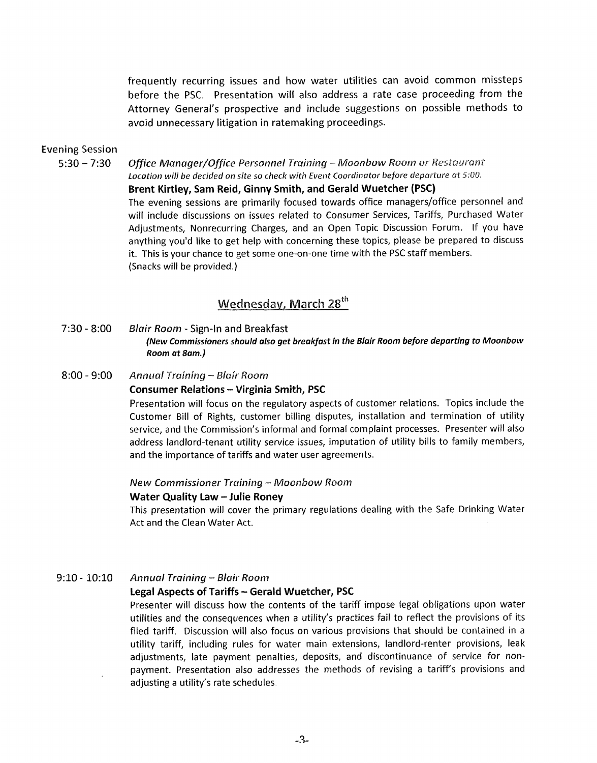frequently recurring issues and how water utilities can avoid common missteps before the PSC. Presentation will also address a rate case proceeding from the Attorney General's prospective and include suggestions on possible methods to avoid unnecessary litigation in ratemaking proceedings.

Evening Session

5:30 – 7:30 *Office Manager/Office Personnel Training – Moonbow Room or Restaurant*
*Location will be decided on site so check with Event Coordinator before departure at 5:00.*
**Brent Kirtley, Sam Reid, Ginny Smith, and Gerald Wuetcher (PSC)**
The evening sessions are primarily focused towards office managers/office personnel and will include discussions on issues related to Consumer Services, Tariffs, Purchased Water Adjustments, Nonrecurring Charges, and an Open Topic Discussion Forum. If you have anything you'd like to get help with concerning these topics, please be prepared to discuss it. This is your chance to get some one-on-one time with the PSC staff members.
(Snacks will be provided.)

## Wednesday, March 28th

7:30 - 8:00 *Blair Room* - Sign-In and Breakfast
***(New Commissioners should also get breakfast in the Blair Room before departing to Moonbow Room at 8am.)***

8:00 - 9:00 *Annual Training – Blair Room*
**Consumer Relations – Virginia Smith, PSC**
Presentation will focus on the regulatory aspects of customer relations. Topics include the Customer Bill of Rights, customer billing disputes, installation and termination of utility service, and the Commission's informal and formal complaint processes. Presenter will also address landlord-tenant utility service issues, imputation of utility bills to family members, and the importance of tariffs and water user agreements.

*New Commissioner Training – Moonbow Room*
**Water Quality Law – Julie Roney**
This presentation will cover the primary regulations dealing with the Safe Drinking Water Act and the Clean Water Act.

9:10 - 10:10 *Annual Training – Blair Room*
**Legal Aspects of Tariffs – Gerald Wuetcher, PSC**
Presenter will discuss how the contents of the tariff impose legal obligations upon water utilities and the consequences when a utility's practices fail to reflect the provisions of its filed tariff. Discussion will also focus on various provisions that should be contained in a utility tariff, including rules for water main extensions, landlord-renter provisions, leak adjustments, late payment penalties, deposits, and discontinuance of service for non-payment. Presentation also addresses the methods of revising a tariff's provisions and adjusting a utility's rate schedules.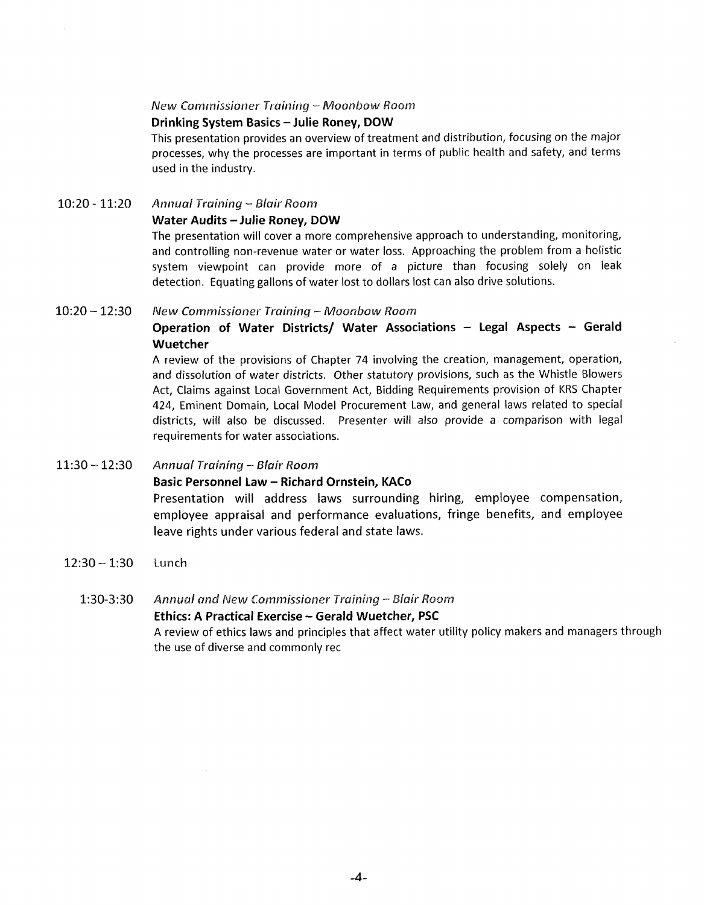*New Commissioner Training – Moonbow Room*

**Drinking System Basics – Julie Roney, DOW**

This presentation provides an overview of treatment and distribution, focusing on the major processes, why the processes are important in terms of public health and safety, and terms used in the industry.

10:20 - 11:20 *Annual Training – Blair Room*

**Water Audits – Julie Roney, DOW**

The presentation will cover a more comprehensive approach to understanding, monitoring, and controlling non-revenue water or water loss. Approaching the problem from a holistic system viewpoint can provide more of a picture than focusing solely on leak detection. Equating gallons of water lost to dollars lost can also drive solutions.

10:20 – 12:30 *New Commissioner Training – Moonbow Room*

**Operation of Water Districts/ Water Associations – Legal Aspects – Gerald Wuetcher**

A review of the provisions of Chapter 74 involving the creation, management, operation, and dissolution of water districts. Other statutory provisions, such as the Whistle Blowers Act, Claims against Local Government Act, Bidding Requirements provision of KRS Chapter 424, Eminent Domain, Local Model Procurement Law, and general laws related to special districts, will also be discussed. Presenter will also provide a comparison with legal requirements for water associations.

11:30 – 12:30 *Annual Training – Blair Room*

**Basic Personnel Law – Richard Ornstein, KACo**

Presentation will address laws surrounding hiring, employee compensation, employee appraisal and performance evaluations, fringe benefits, and employee leave rights under various federal and state laws.

12:30 – 1:30 Lunch

1:30-3:30 *Annual and New Commissioner Training – Blair Room*

**Ethics: A Practical Exercise – Gerald Wuetcher, PSC**

A review of ethics laws and principles that affect water utility policy makers and managers through the use of diverse and commonly rec